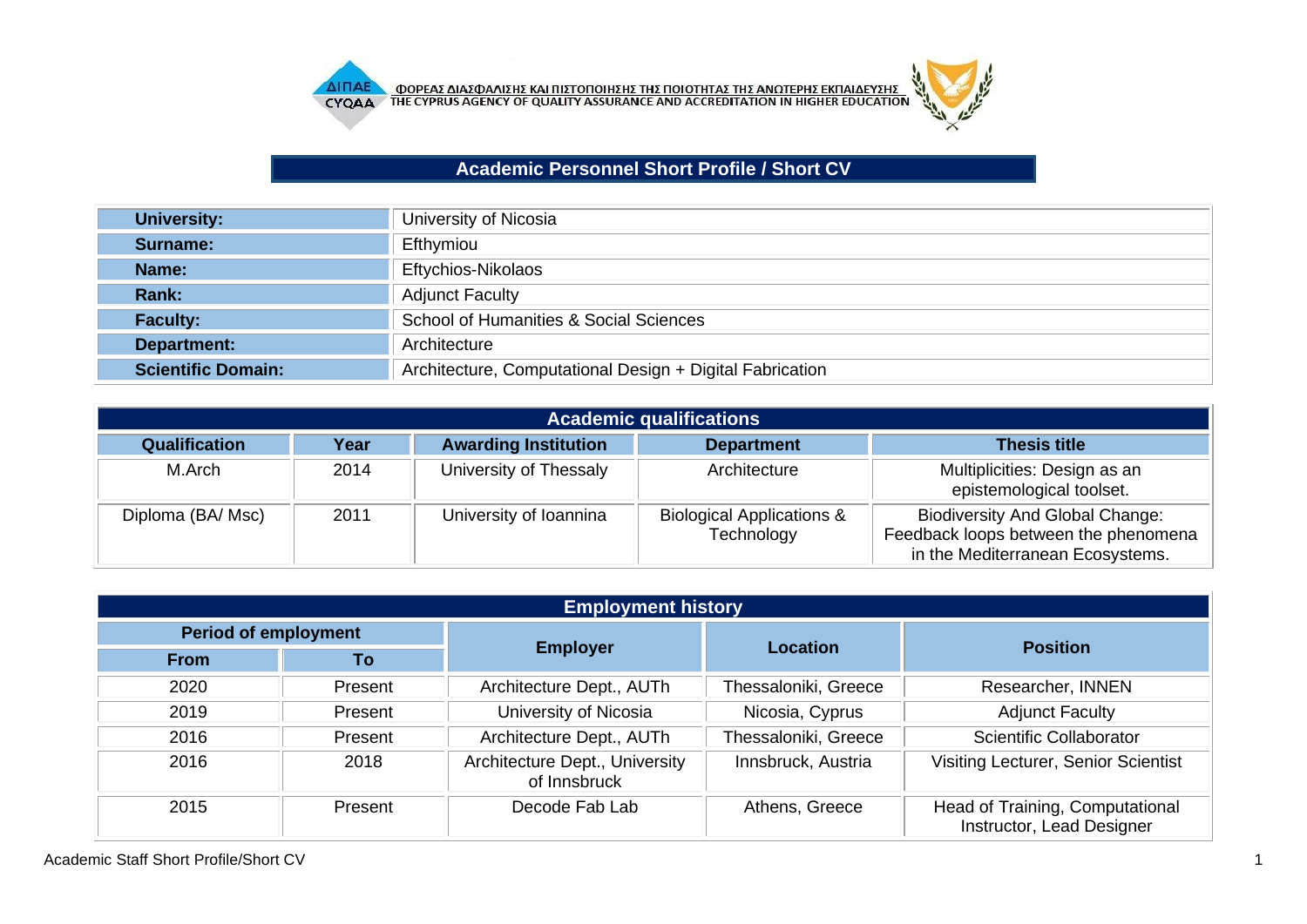ΦΟΡΕΑΣ ΔΙΑΣΦΑΛΙΣΗΣ ΚΑΙ ΠΙΣΤΟΠΟΙΗΣΗΣ ΤΗΣ ΠΟΙΟΤΗΤΑΣ ΤΗΣ ΑΝΩΤΕΡΗΣ ΕΚΠΑΙΔΕΥΣΗΣ
THE CYPRUS AGENCY OF QUALITY ASSURANCE AND ACCREDITATION IN HIGHER EDUCATION

# Academic Personnel Short Profile / Short CV

| | |
|---|---|
| **University:** | University of Nicosia |
| **Surname:** | Efthymiou |
| **Name:** | Eftychios-Nikolaos |
| **Rank:** | Adjunct Faculty |
| **Faculty:** | School of Humanities & Social Sciences |
| **Department:** | Architecture |
| **Scientific Domain:** | Architecture, Computational Design + Digital Fabrication |

## Academic qualifications

| Qualification | Year | Awarding Institution | Department | Thesis title |
|---|---|---|---|---|
| M.Arch | 2014 | University of Thessaly | Architecture | Multiplicities: Design as an epistemological toolset. |
| Diploma (BA/ Msc) | 2011 | University of Ioannina | Biological Applications & Technology | Biodiversity And Global Change: Feedback loops between the phenomena in the Mediterranean Ecosystems. |

## Employment history

| Period of employment | | Employer | Location | Position |
|---|---|---|---|---|
| From | To | | | |
| 2020 | Present | Architecture Dept., AUTh | Thessaloniki, Greece | Researcher, INNEN |
| 2019 | Present | University of Nicosia | Nicosia, Cyprus | Adjunct Faculty |
| 2016 | Present | Architecture Dept., AUTh | Thessaloniki, Greece | Scientific Collaborator |
| 2016 | 2018 | Architecture Dept., University of Innsbruck | Innsbruck, Austria | Visiting Lecturer, Senior Scientist |
| 2015 | Present | Decode Fab Lab | Athens, Greece | Head of Training, Computational Instructor, Lead Designer |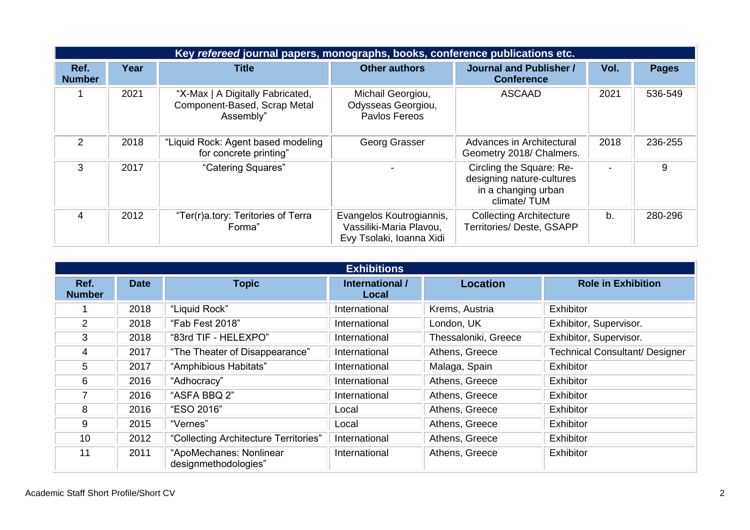| Key *refereed* journal papers, monographs, books, conference publications etc. | | | | | | |
|---|---|---|---|---|---|---|
| **Ref. Number** | **Year** | **Title** | **Other authors** | **Journal and Publisher / Conference** | **Vol.** | **Pages** |
| 1 | 2021 | "X-Max \| A Digitally Fabricated, Component-Based, Scrap Metal Assembly" | Michail Georgiou, Odysseas Georgiou, Pavlos Fereos | ASCAAD | 2021 | 536-549 |
| 2 | 2018 | "Liquid Rock: Agent based modeling for concrete printing" | Georg Grasser | Advances in Architectural Geometry 2018/ Chalmers. | 2018 | 236-255 |
| 3 | 2017 | "Catering Squares" | - | Circling the Square: Re-designing nature-cultures in a changing urban climate/ TUM | - | 9 |
| 4 | 2012 | "Ter(r)a.tory: Teritories of Terra Forma" | Evangelos Koutrogiannis, Vassiliki-Maria Plavou, Evy Tsolaki, Ioanna Xidi | Collecting Architecture Territories/ Deste, GSAPP | b. | 280-296 |

| Exhibitions | | | | | |
|---|---|---|---|---|---|
| **Ref. Number** | **Date** | **Topic** | **International / Local** | **Location** | **Role in Exhibition** |
| 1 | 2018 | "Liquid Rock" | International | Krems, Austria | Exhibitor |
| 2 | 2018 | "Fab Fest 2018" | International | London, UK | Exhibitor, Supervisor. |
| 3 | 2018 | "83rd TIF - HELEXPO" | International | Thessaloniki, Greece | Exhibitor, Supervisor. |
| 4 | 2017 | "The Theater of Disappearance" | International | Athens, Greece | Technical Consultant/ Designer |
| 5 | 2017 | "Amphibious Habitats" | International | Malaga, Spain | Exhibitor |
| 6 | 2016 | "Adhocracy" | International | Athens, Greece | Exhibitor |
| 7 | 2016 | "ASFA BBQ 2" | International | Athens, Greece | Exhibitor |
| 8 | 2016 | "ESO 2016" | Local | Athens, Greece | Exhibitor |
| 9 | 2015 | "Vernes" | Local | Athens, Greece | Exhibitor |
| 10 | 2012 | "Collecting Architecture Territories" | International | Athens, Greece | Exhibitor |
| 11 | 2011 | "ApoMechanes: Nonlinear designmethodologies" | International | Athens, Greece | Exhibitor |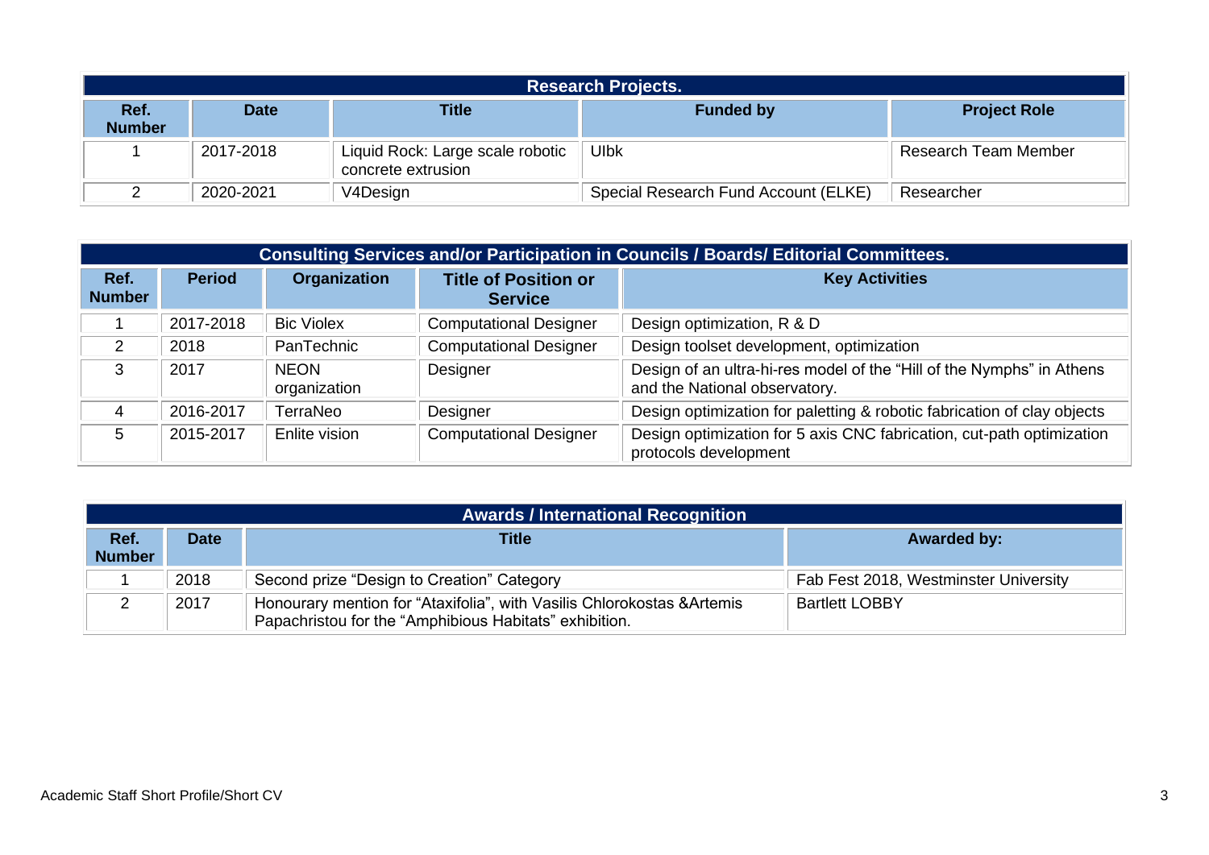| Research Projects. | | | | |
|---|---|---|---|---|
| Ref. Number | Date | Title | Funded by | Project Role |
| 1 | 2017-2018 | Liquid Rock: Large scale robotic concrete extrusion | UIbk | Research Team Member |
| 2 | 2020-2021 | V4Design | Special Research Fund Account (ELKE) | Researcher |

| Consulting Services and/or Participation in Councils / Boards/ Editorial Committees. | | | | |
|---|---|---|---|---|
| Ref. Number | Period | Organization | Title of Position or Service | Key Activities |
| 1 | 2017-2018 | Bic Violex | Computational Designer | Design optimization, R & D |
| 2 | 2018 | PanTechnic | Computational Designer | Design toolset development, optimization |
| 3 | 2017 | NEON organization | Designer | Design of an ultra-hi-res model of the "Hill of the Nymphs" in Athens and the National observatory. |
| 4 | 2016-2017 | TerraNeo | Designer | Design optimization for paletting & robotic fabrication of clay objects |
| 5 | 2015-2017 | Enlite vision | Computational Designer | Design optimization for 5 axis CNC fabrication, cut-path optimization protocols development |

| Awards / International Recognition | | | |
|---|---|---|---|
| Ref. Number | Date | Title | Awarded by: |
| 1 | 2018 | Second prize "Design to Creation" Category | Fab Fest 2018, Westminster University |
| 2 | 2017 | Honourary mention for "Ataxifolia", with Vasilis Chlorokostas &Artemis Papachristou for the "Amphibious Habitats" exhibition. | Bartlett LOBBY |